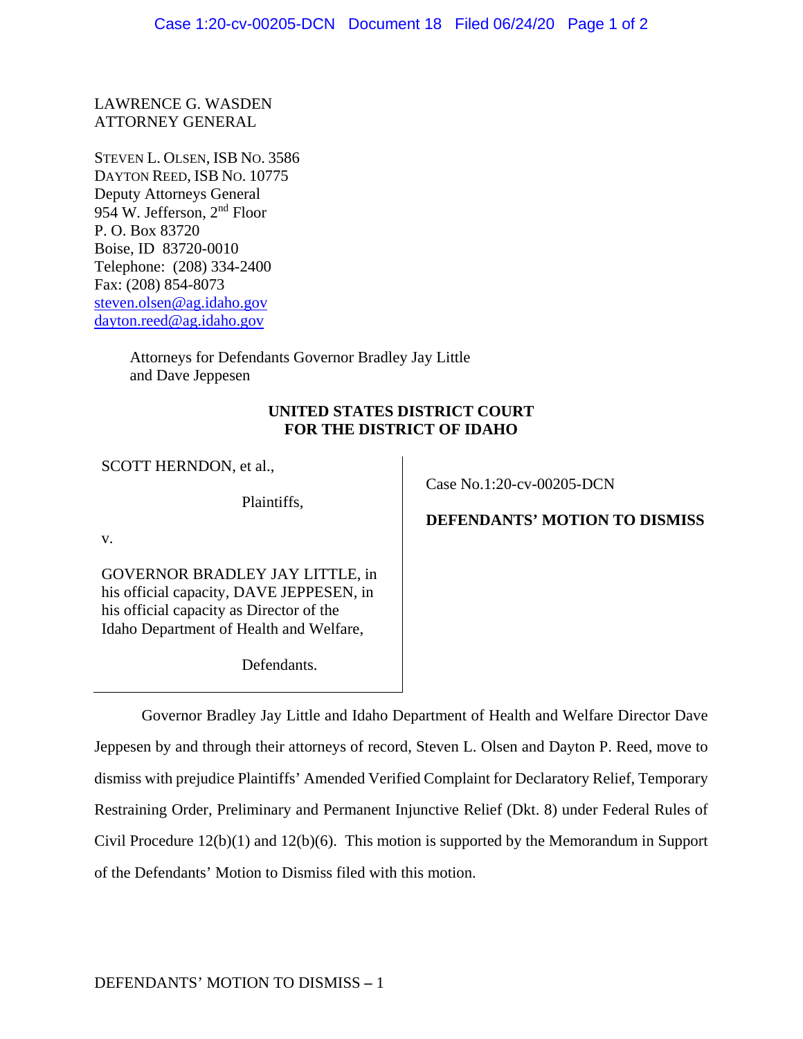LAWRENCE G. WASDEN
ATTORNEY GENERAL

STEVEN L. OLSEN, ISB NO. 3586
DAYTON REED, ISB NO. 10775
Deputy Attorneys General
954 W. Jefferson, 2nd Floor
P. O. Box 83720
Boise, ID 83720-0010
Telephone: (208) 334-2400
Fax: (208) 854-8073
steven.olsen@ag.idaho.gov
dayton.reed@ag.idaho.gov

Attorneys for Defendants Governor Bradley Jay Little and Dave Jeppesen

**UNITED STATES DISTRICT COURT**
**FOR THE DISTRICT OF IDAHO**

| | |
|---|---|
| SCOTT HERNDON, et al.,<br><br>Plaintiffs,<br><br>v.<br><br>GOVERNOR BRADLEY JAY LITTLE, in his official capacity, DAVE JEPPESEN, in his official capacity as Director of the Idaho Department of Health and Welfare,<br><br>Defendants. | Case No.1:20-cv-00205-DCN<br><br>**DEFENDANTS' MOTION TO DISMISS** |

Governor Bradley Jay Little and Idaho Department of Health and Welfare Director Dave Jeppesen by and through their attorneys of record, Steven L. Olsen and Dayton P. Reed, move to dismiss with prejudice Plaintiffs' Amended Verified Complaint for Declaratory Relief, Temporary Restraining Order, Preliminary and Permanent Injunctive Relief (Dkt. 8) under Federal Rules of Civil Procedure 12(b)(1) and 12(b)(6). This motion is supported by the Memorandum in Support of the Defendants' Motion to Dismiss filed with this motion.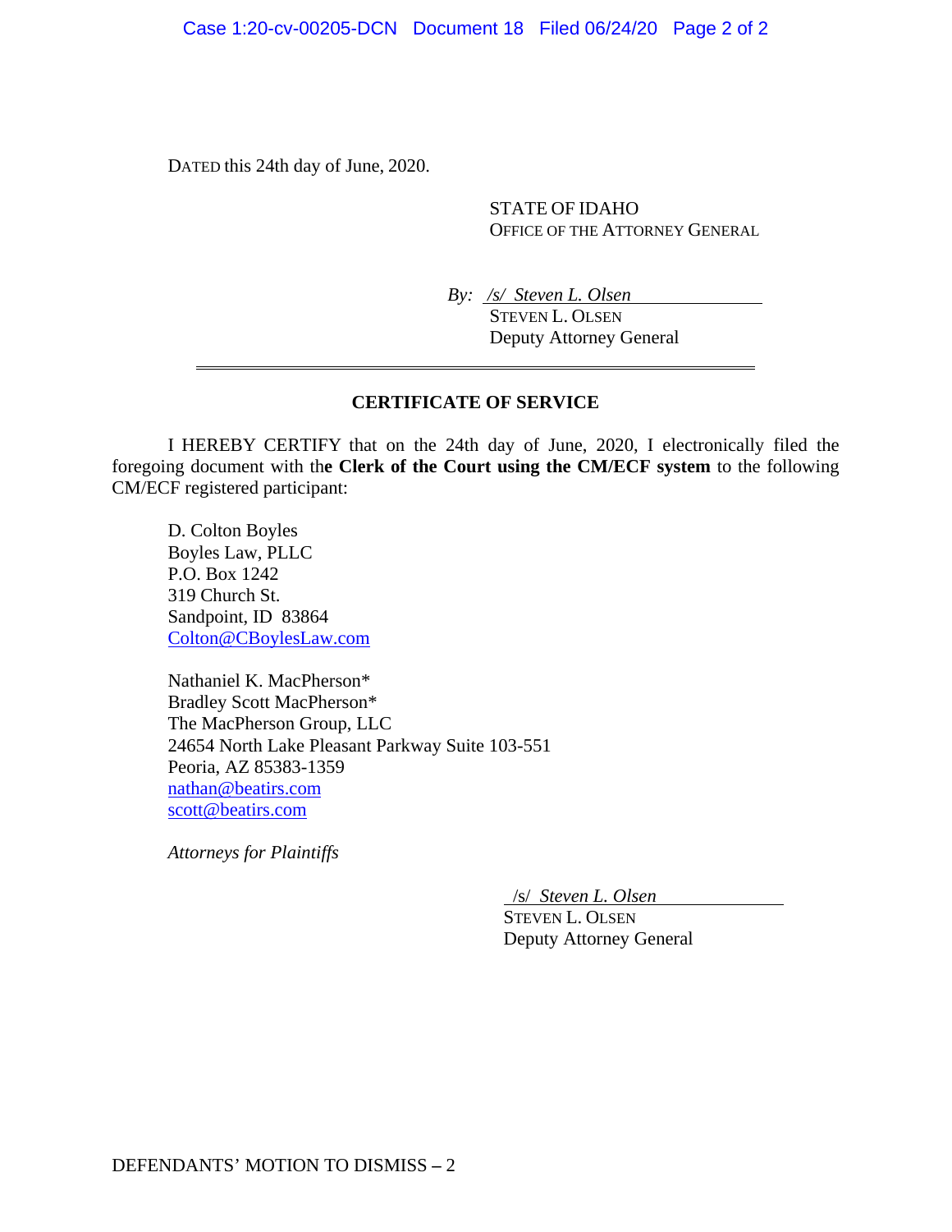DATED this 24th day of June, 2020.

STATE OF IDAHO
OFFICE OF THE ATTORNEY GENERAL

By: */s/ Steven L. Olsen*
STEVEN L. OLSEN
Deputy Attorney General

---

**CERTIFICATE OF SERVICE**

I HEREBY CERTIFY that on the 24th day of June, 2020, I electronically filed the foregoing document with th**e Clerk of the Court using the CM/ECF system** to the following CM/ECF registered participant:

D. Colton Boyles
Boyles Law, PLLC
P.O. Box 1242
319 Church St.
Sandpoint, ID 83864
Colton@CBoylesLaw.com

Nathaniel K. MacPherson*
Bradley Scott MacPherson*
The MacPherson Group, LLC
24654 North Lake Pleasant Parkway Suite 103-551
Peoria, AZ 85383-1359
nathan@beatirs.com
scott@beatirs.com

*Attorneys for Plaintiffs*

/s/ *Steven L. Olsen*
STEVEN L. OLSEN
Deputy Attorney General

DEFENDANTS' MOTION TO DISMISS – 2